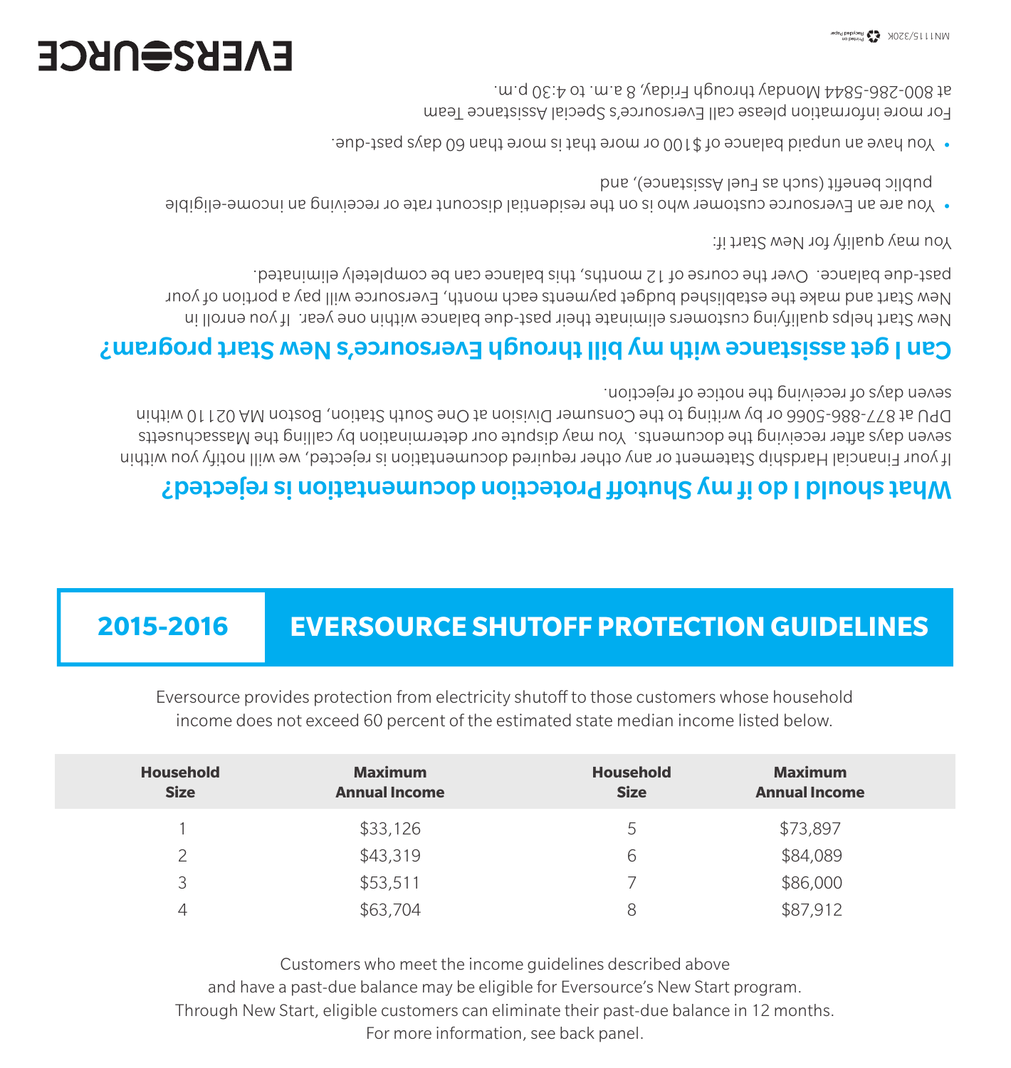# EVERSOURCE

## What should I do if my Shutoff Protection documentation is rejected?

If your Financial Hardship Statement or any other required documentation is rejected, we will notify you within seven days after receiving the documents. You may dispute our determination by calling the Massachusetts DPU at 877-886-5066 or by writing to the Consumer Division at One South Station, Boston MA 02110 within seven days of receiving the notice of rejection.

## Can I get assistance with my bill through Eversource's New Start program?

New Start helps qualifying customers eliminate their past-due balance within one year. If you enroll in New Start and make the established budget payments each month, Eversource will pay a portion of your past-due balance. Over the course of 12 months, this balance can be completely eliminated.

You may qualify for New Start if:

- You are an Eversource customer who is on the residential discount rate or receiving an income-eligible public benefit (such as Fuel Assistance), and
- You have an unpaid balance of $100 or more that is more than 60 days past-due.

For more information please call Eversource's Special Assistance Team at 800-286-5844 Monday through Friday, 8 a.m. to 4:30 p.m.

MN1115/320K

## 2015-2016 EVERSOURCE SHUTOFF PROTECTION GUIDELINES

Eversource provides protection from electricity shutoff to those customers whose household income does not exceed 60 percent of the estimated state median income listed below.

| Household Size | Maximum Annual Income | Household Size | Maximum Annual Income |
|---|---|---|---|
| 1 | $33,126 | 5 | $73,897 |
| 2 | $43,319 | 6 | $84,089 |
| 3 | $53,511 | 7 | $86,000 |
| 4 | $63,704 | 8 | $87,912 |

Customers who meet the income guidelines described above and have a past-due balance may be eligible for Eversource's New Start program. Through New Start, eligible customers can eliminate their past-due balance in 12 months. For more information, see back panel.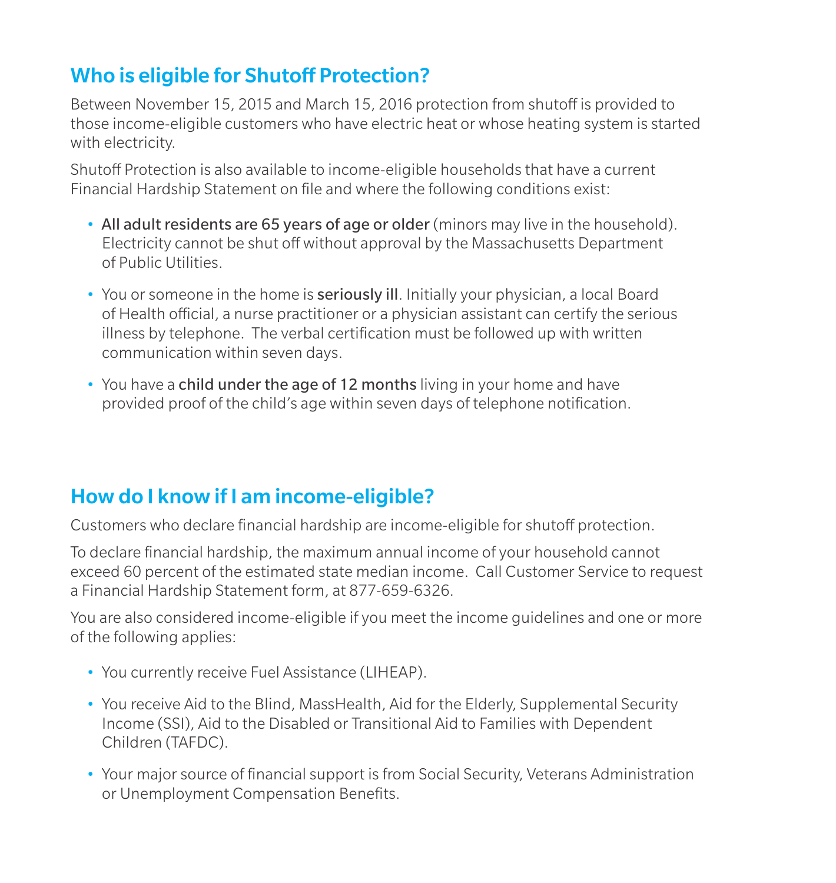## Who is eligible for Shutoff Protection?

Between November 15, 2015 and March 15, 2016 protection from shutoff is provided to those income-eligible customers who have electric heat or whose heating system is started with electricity.

Shutoff Protection is also available to income-eligible households that have a current Financial Hardship Statement on file and where the following conditions exist:

- All adult residents are 65 years of age or older (minors may live in the household). Electricity cannot be shut off without approval by the Massachusetts Department of Public Utilities.
- You or someone in the home is seriously ill. Initially your physician, a local Board of Health official, a nurse practitioner or a physician assistant can certify the serious illness by telephone. The verbal certification must be followed up with written communication within seven days.
- You have a child under the age of 12 months living in your home and have provided proof of the child's age within seven days of telephone notification.

## How do I know if I am income-eligible?

Customers who declare financial hardship are income-eligible for shutoff protection.

To declare financial hardship, the maximum annual income of your household cannot exceed 60 percent of the estimated state median income. Call Customer Service to request a Financial Hardship Statement form, at 877-659-6326.

You are also considered income-eligible if you meet the income guidelines and one or more of the following applies:

- You currently receive Fuel Assistance (LIHEAP).
- You receive Aid to the Blind, MassHealth, Aid for the Elderly, Supplemental Security Income (SSI), Aid to the Disabled or Transitional Aid to Families with Dependent Children (TAFDC).
- Your major source of financial support is from Social Security, Veterans Administration or Unemployment Compensation Benefits.